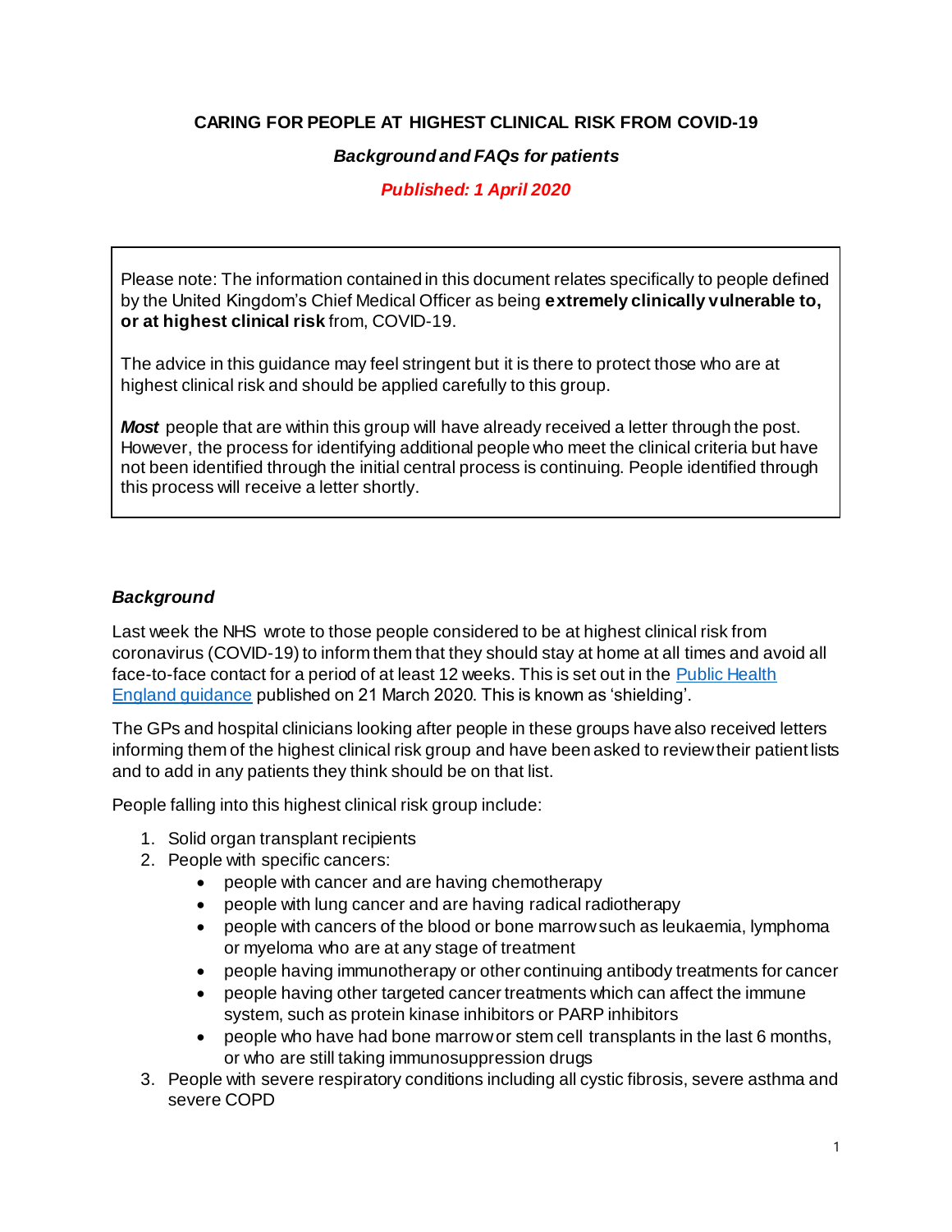**CARING FOR PEOPLE AT HIGHEST CLINICAL RISK FROM COVID-19**

***Background and FAQs for patients***

***Published: 1 April 2020***

> Please note: The information contained in this document relates specifically to people defined by the United Kingdom's Chief Medical Officer as being **extremely clinically vulnerable to, or at highest clinical risk** from, COVID-19.
>
> The advice in this guidance may feel stringent but it is there to protect those who are at highest clinical risk and should be applied carefully to this group.
>
> ***Most*** people that are within this group will have already received a letter through the post. However, the process for identifying additional people who meet the clinical criteria but have not been identified through the initial central process is continuing. People identified through this process will receive a letter shortly.

### *Background*

Last week the NHS wrote to those people considered to be at highest clinical risk from coronavirus (COVID-19) to inform them that they should stay at home at all times and avoid all face-to-face contact for a period of at least 12 weeks. This is set out in the [Public Health England guidance]() published on 21 March 2020. This is known as 'shielding'.

The GPs and hospital clinicians looking after people in these groups have also received letters informing them of the highest clinical risk group and have been asked to review their patient lists and to add in any patients they think should be on that list.

People falling into this highest clinical risk group include:

1. Solid organ transplant recipients
2. People with specific cancers:
    - people with cancer and are having chemotherapy
    - people with lung cancer and are having radical radiotherapy
    - people with cancers of the blood or bone marrow such as leukaemia, lymphoma or myeloma who are at any stage of treatment
    - people having immunotherapy or other continuing antibody treatments for cancer
    - people having other targeted cancer treatments which can affect the immune system, such as protein kinase inhibitors or PARP inhibitors
    - people who have had bone marrow or stem cell transplants in the last 6 months, or who are still taking immunosuppression drugs
3. People with severe respiratory conditions including all cystic fibrosis, severe asthma and severe COPD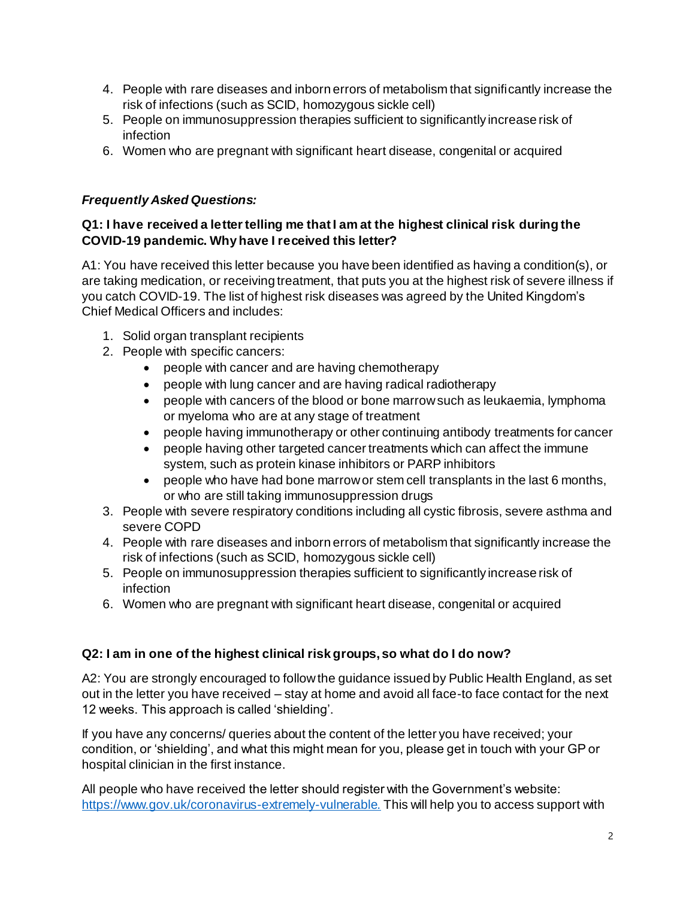4. People with rare diseases and inborn errors of metabolism that significantly increase the risk of infections (such as SCID, homozygous sickle cell)
5. People on immunosuppression therapies sufficient to significantly increase risk of infection
6. Women who are pregnant with significant heart disease, congenital or acquired

### *Frequently Asked Questions:*

**Q1: I have received a letter telling me that I am at the highest clinical risk during the COVID-19 pandemic. Why have I received this letter?**

A1: You have received this letter because you have been identified as having a condition(s), or are taking medication, or receiving treatment, that puts you at the highest risk of severe illness if you catch COVID-19. The list of highest risk diseases was agreed by the United Kingdom's Chief Medical Officers and includes:

1. Solid organ transplant recipients
2. People with specific cancers:
   - people with cancer and are having chemotherapy
   - people with lung cancer and are having radical radiotherapy
   - people with cancers of the blood or bone marrow such as leukaemia, lymphoma or myeloma who are at any stage of treatment
   - people having immunotherapy or other continuing antibody treatments for cancer
   - people having other targeted cancer treatments which can affect the immune system, such as protein kinase inhibitors or PARP inhibitors
   - people who have had bone marrow or stem cell transplants in the last 6 months, or who are still taking immunosuppression drugs
3. People with severe respiratory conditions including all cystic fibrosis, severe asthma and severe COPD
4. People with rare diseases and inborn errors of metabolism that significantly increase the risk of infections (such as SCID, homozygous sickle cell)
5. People on immunosuppression therapies sufficient to significantly increase risk of infection
6. Women who are pregnant with significant heart disease, congenital or acquired

**Q2: I am in one of the highest clinical risk groups, so what do I do now?**

A2: You are strongly encouraged to follow the guidance issued by Public Health England, as set out in the letter you have received – stay at home and avoid all face-to face contact for the next 12 weeks. This approach is called 'shielding'.

If you have any concerns/ queries about the content of the letter you have received; your condition, or 'shielding', and what this might mean for you, please get in touch with your GP or hospital clinician in the first instance.

All people who have received the letter should register with the Government's website: [https://www.gov.uk/coronavirus-extremely-vulnerable.](https://www.gov.uk/coronavirus-extremely-vulnerable) This will help you to access support with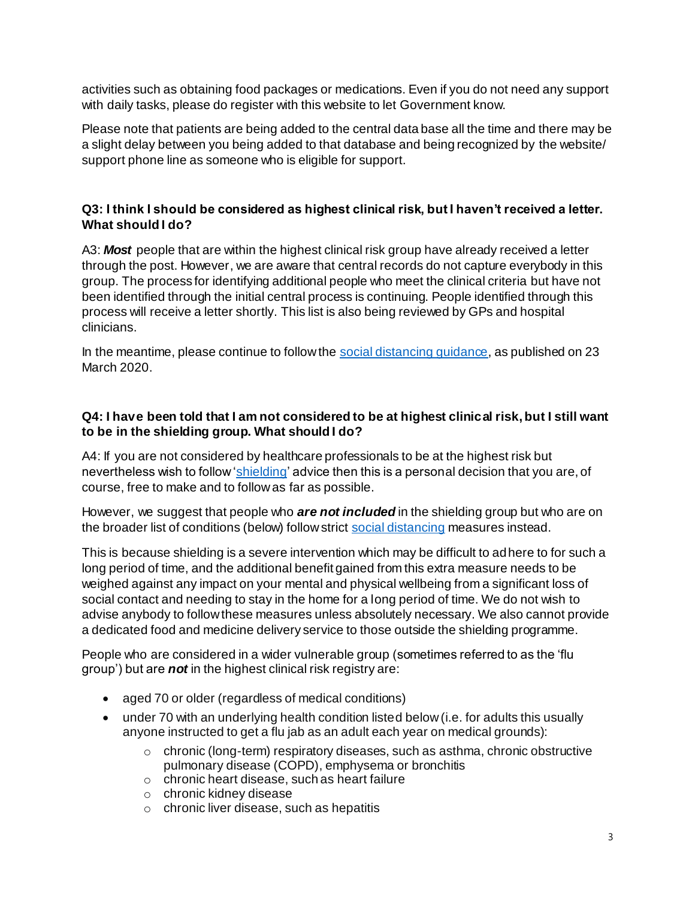activities such as obtaining food packages or medications. Even if you do not need any support with daily tasks, please do register with this website to let Government know.

Please note that patients are being added to the central data base all the time and there may be a slight delay between you being added to that database and being recognized by the website/ support phone line as someone who is eligible for support.

**Q3: I think I should be considered as highest clinical risk, but I haven't received a letter. What should I do?**

A3: ***Most*** people that are within the highest clinical risk group have already received a letter through the post. However, we are aware that central records do not capture everybody in this group. The process for identifying additional people who meet the clinical criteria but have not been identified through the initial central process is continuing. People identified through this process will receive a letter shortly. This list is also being reviewed by GPs and hospital clinicians.

In the meantime, please continue to follow the [social distancing guidance](), as published on 23 March 2020.

**Q4: I have been told that I am not considered to be at highest clinical risk, but I still want to be in the shielding group. What should I do?**

A4: If you are not considered by healthcare professionals to be at the highest risk but nevertheless wish to follow '[shielding]()' advice then this is a personal decision that you are, of course, free to make and to follow as far as possible.

However, we suggest that people who ***are not included*** in the shielding group but who are on the broader list of conditions (below) follow strict [social distancing]() measures instead.

This is because shielding is a severe intervention which may be difficult to adhere to for such a long period of time, and the additional benefit gained from this extra measure needs to be weighed against any impact on your mental and physical wellbeing from a significant loss of social contact and needing to stay in the home for a long period of time. We do not wish to advise anybody to follow these measures unless absolutely necessary. We also cannot provide a dedicated food and medicine delivery service to those outside the shielding programme.

People who are considered in a wider vulnerable group (sometimes referred to as the 'flu group') but are ***not*** in the highest clinical risk registry are:

- aged 70 or older (regardless of medical conditions)
- under 70 with an underlying health condition listed below (i.e. for adults this usually anyone instructed to get a flu jab as an adult each year on medical grounds):
    - chronic (long-term) respiratory diseases, such as asthma, chronic obstructive pulmonary disease (COPD), emphysema or bronchitis
    - chronic heart disease, such as heart failure
    - chronic kidney disease
    - chronic liver disease, such as hepatitis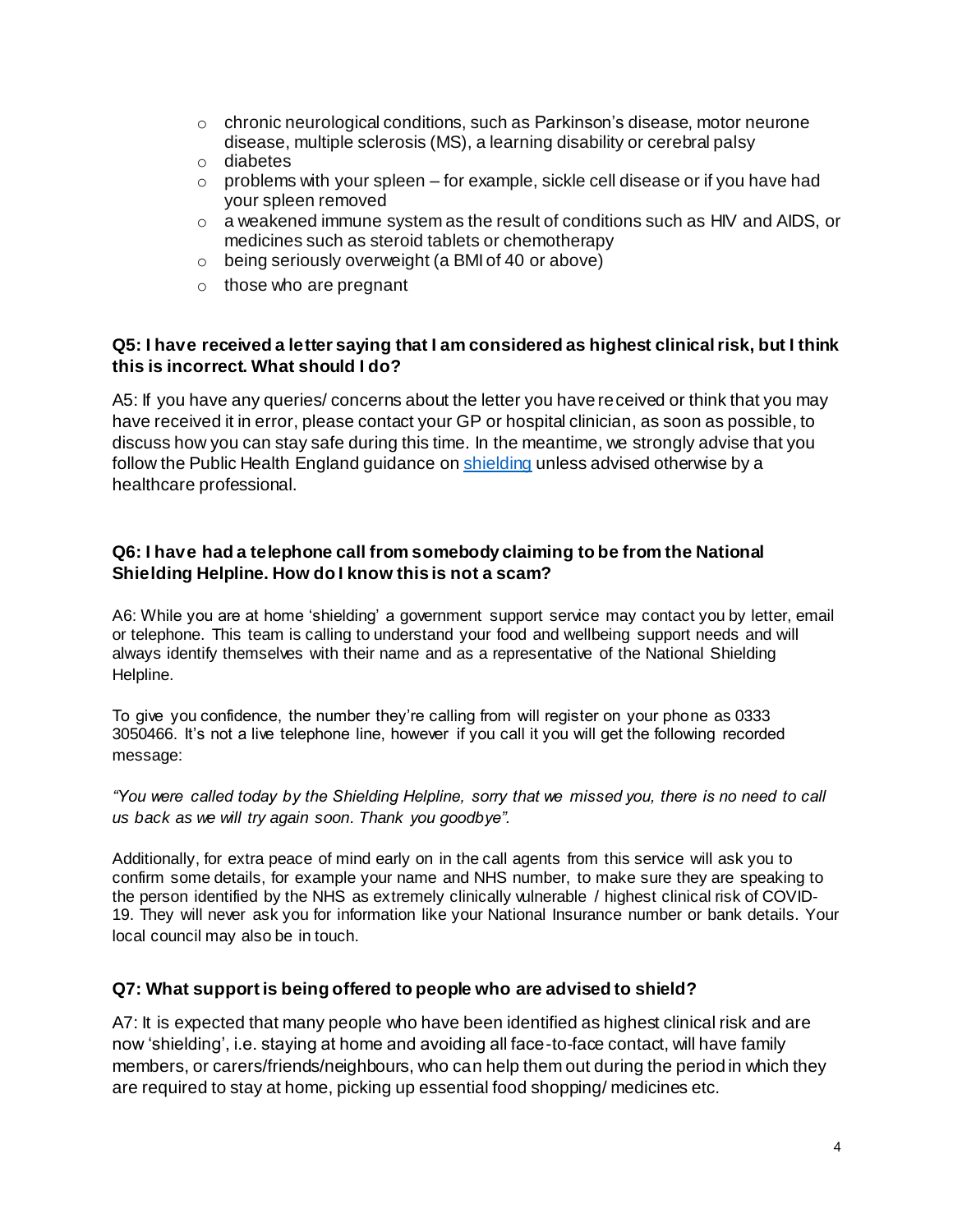- chronic neurological conditions, such as Parkinson's disease, motor neurone disease, multiple sclerosis (MS), a learning disability or cerebral palsy
- diabetes
- problems with your spleen – for example, sickle cell disease or if you have had your spleen removed
- a weakened immune system as the result of conditions such as HIV and AIDS, or medicines such as steroid tablets or chemotherapy
- being seriously overweight (a BMI of 40 or above)
- those who are pregnant

**Q5: I have received a letter saying that I am considered as highest clinical risk, but I think this is incorrect. What should I do?**

A5: If you have any queries/ concerns about the letter you have received or think that you may have received it in error, please contact your GP or hospital clinician, as soon as possible, to discuss how you can stay safe during this time. In the meantime, we strongly advise that you follow the Public Health England guidance on shielding unless advised otherwise by a healthcare professional.

**Q6: I have had a telephone call from somebody claiming to be from the National Shielding Helpline. How do I know this is not a scam?**

A6: While you are at home 'shielding' a government support service may contact you by letter, email or telephone. This team is calling to understand your food and wellbeing support needs and will always identify themselves with their name and as a representative of the National Shielding Helpline.

To give you confidence, the number they're calling from will register on your phone as 0333 3050466. It's not a live telephone line, however if you call it you will get the following recorded message:

*"You were called today by the Shielding Helpline, sorry that we missed you, there is no need to call us back as we will try again soon. Thank you goodbye".*

Additionally, for extra peace of mind early on in the call agents from this service will ask you to confirm some details, for example your name and NHS number, to make sure they are speaking to the person identified by the NHS as extremely clinically vulnerable / highest clinical risk of COVID-19. They will never ask you for information like your National Insurance number or bank details. Your local council may also be in touch.

**Q7: What support is being offered to people who are advised to shield?**

A7: It is expected that many people who have been identified as highest clinical risk and are now 'shielding', i.e. staying at home and avoiding all face-to-face contact, will have family members, or carers/friends/neighbours, who can help them out during the period in which they are required to stay at home, picking up essential food shopping/ medicines etc.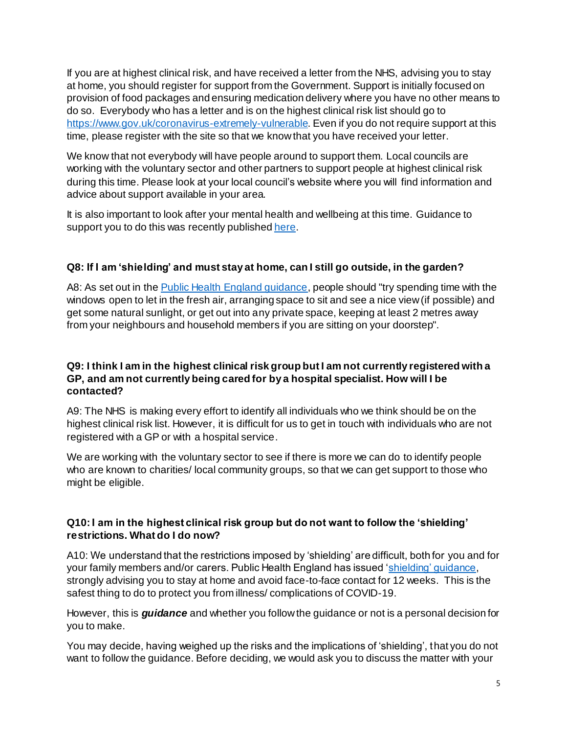If you are at highest clinical risk, and have received a letter from the NHS, advising you to stay at home, you should register for support from the Government. Support is initially focused on provision of food packages and ensuring medication delivery where you have no other means to do so. Everybody who has a letter and is on the highest clinical risk list should go to [https://www.gov.uk/coronavirus-extremely-vulnerable](https://www.gov.uk/coronavirus-extremely-vulnerable). Even if you do not require support at this time, please register with the site so that we know that you have received your letter.

We know that not everybody will have people around to support them. Local councils are working with the voluntary sector and other partners to support people at highest clinical risk during this time. Please look at your local council's website where you will find information and advice about support available in your area.

It is also important to look after your mental health and wellbeing at this time. Guidance to support you to do this was recently published here.

**Q8: If I am 'shielding' and must stay at home, can I still go outside, in the garden?**

A8: As set out in the Public Health England guidance, people should "try spending time with the windows open to let in the fresh air, arranging space to sit and see a nice view (if possible) and get some natural sunlight, or get out into any private space, keeping at least 2 metres away from your neighbours and household members if you are sitting on your doorstep".

**Q9: I think I am in the highest clinical risk group but I am not currently registered with a GP, and am not currently being cared for by a hospital specialist. How will I be contacted?**

A9: The NHS is making every effort to identify all individuals who we think should be on the highest clinical risk list. However, it is difficult for us to get in touch with individuals who are not registered with a GP or with a hospital service.

We are working with the voluntary sector to see if there is more we can do to identify people who are known to charities/ local community groups, so that we can get support to those who might be eligible.

**Q10: I am in the highest clinical risk group but do not want to follow the 'shielding' restrictions. What do I do now?**

A10: We understand that the restrictions imposed by 'shielding' are difficult, both for you and for your family members and/or carers. Public Health England has issued 'shielding' guidance, strongly advising you to stay at home and avoid face-to-face contact for 12 weeks. This is the safest thing to do to protect you from illness/ complications of COVID-19.

However, this is ***guidance*** and whether you follow the guidance or not is a personal decision for you to make.

You may decide, having weighed up the risks and the implications of 'shielding', that you do not want to follow the guidance. Before deciding, we would ask you to discuss the matter with your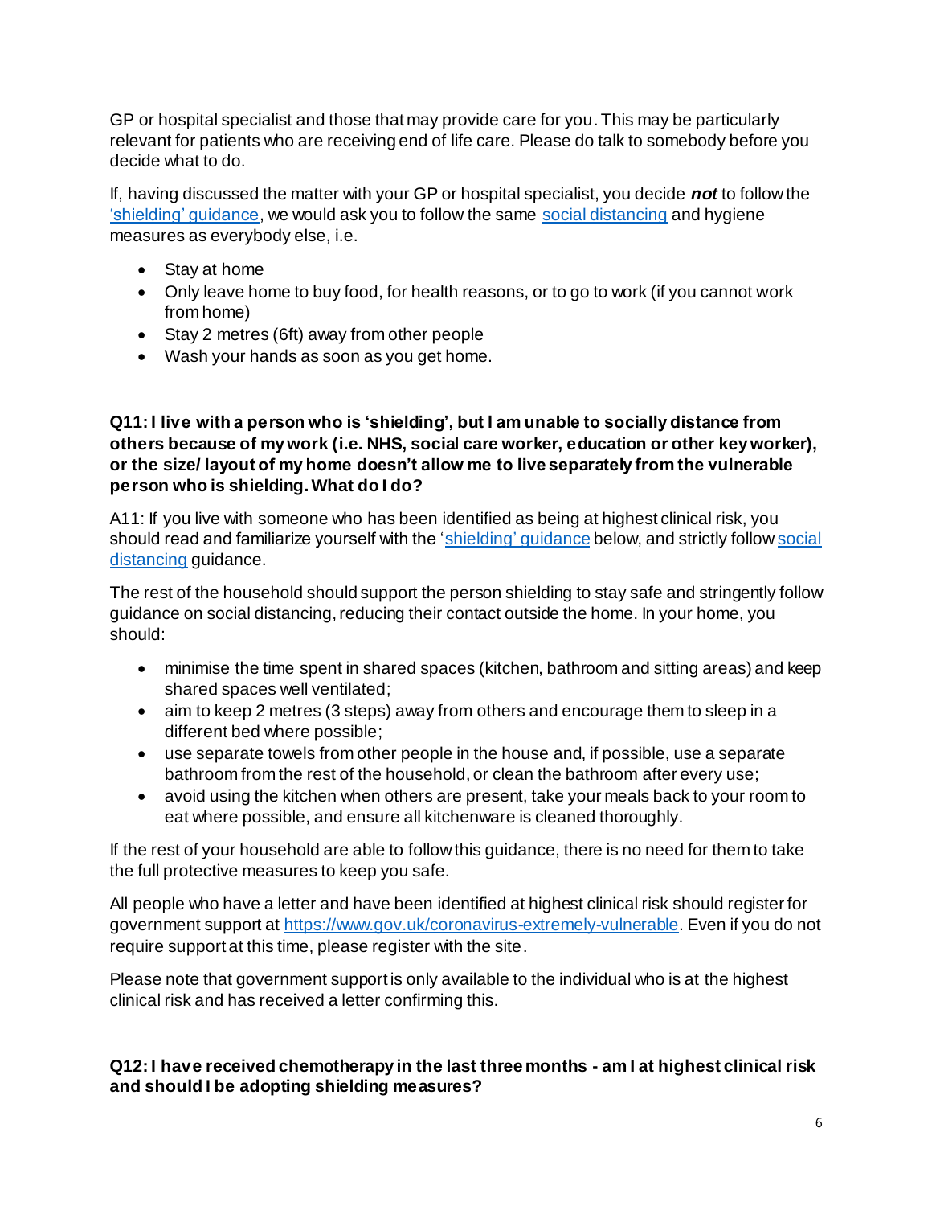GP or hospital specialist and those that may provide care for you. This may be particularly relevant for patients who are receiving end of life care. Please do talk to somebody before you decide what to do.

If, having discussed the matter with your GP or hospital specialist, you decide ***not*** to follow the ['shielding' guidance](), we would ask you to follow the same [social distancing]() and hygiene measures as everybody else, i.e.

- Stay at home
- Only leave home to buy food, for health reasons, or to go to work (if you cannot work from home)
- Stay 2 metres (6ft) away from other people
- Wash your hands as soon as you get home.

**Q11: I live with a person who is 'shielding', but I am unable to socially distance from others because of my work (i.e. NHS, social care worker, education or other key worker), or the size/ layout of my home doesn't allow me to live separately from the vulnerable person who is shielding. What do I do?**

A11: If you live with someone who has been identified as being at highest clinical risk, you should read and familiarize yourself with the ['shielding' guidance]() below, and strictly follow [social distancing]() guidance.

The rest of the household should support the person shielding to stay safe and stringently follow guidance on social distancing, reducing their contact outside the home. In your home, you should:

- minimise the time spent in shared spaces (kitchen, bathroom and sitting areas) and keep shared spaces well ventilated;
- aim to keep 2 metres (3 steps) away from others and encourage them to sleep in a different bed where possible;
- use separate towels from other people in the house and, if possible, use a separate bathroom from the rest of the household, or clean the bathroom after every use;
- avoid using the kitchen when others are present, take your meals back to your room to eat where possible, and ensure all kitchenware is cleaned thoroughly.

If the rest of your household are able to follow this guidance, there is no need for them to take the full protective measures to keep you safe.

All people who have a letter and have been identified at highest clinical risk should register for government support at [https://www.gov.uk/coronavirus-extremely-vulnerable](https://www.gov.uk/coronavirus-extremely-vulnerable). Even if you do not require support at this time, please register with the site.

Please note that government support is only available to the individual who is at the highest clinical risk and has received a letter confirming this.

**Q12: I have received chemotherapy in the last three months - am I at highest clinical risk and should I be adopting shielding measures?**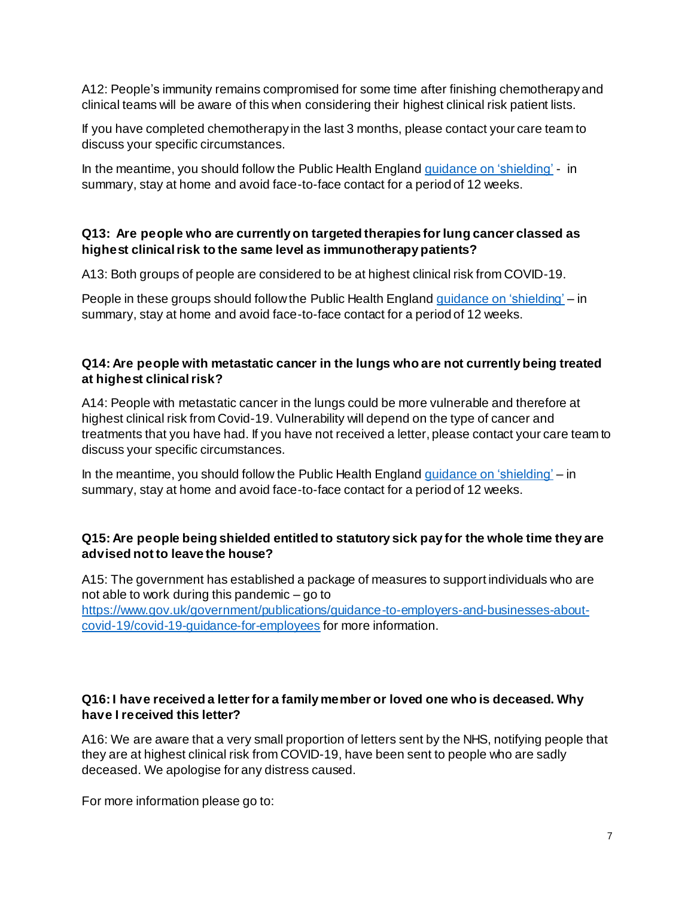A12: People's immunity remains compromised for some time after finishing chemotherapy and clinical teams will be aware of this when considering their highest clinical risk patient lists.

If you have completed chemotherapy in the last 3 months, please contact your care team to discuss your specific circumstances.

In the meantime, you should follow the Public Health England [guidance on 'shielding'](#) - in summary, stay at home and avoid face-to-face contact for a period of 12 weeks.

**Q13: Are people who are currently on targeted therapies for lung cancer classed as highest clinical risk to the same level as immunotherapy patients?**

A13: Both groups of people are considered to be at highest clinical risk from COVID-19.

People in these groups should follow the Public Health England [guidance on 'shielding'](#) – in summary, stay at home and avoid face-to-face contact for a period of 12 weeks.

**Q14: Are people with metastatic cancer in the lungs who are not currently being treated at highest clinical risk?**

A14: People with metastatic cancer in the lungs could be more vulnerable and therefore at highest clinical risk from Covid-19. Vulnerability will depend on the type of cancer and treatments that you have had. If you have not received a letter, please contact your care team to discuss your specific circumstances.

In the meantime, you should follow the Public Health England [guidance on 'shielding'](#) – in summary, stay at home and avoid face-to-face contact for a period of 12 weeks.

**Q15: Are people being shielded entitled to statutory sick pay for the whole time they are advised not to leave the house?**

A15: The government has established a package of measures to support individuals who are not able to work during this pandemic – go to [https://www.gov.uk/government/publications/guidance-to-employers-and-businesses-about-covid-19/covid-19-guidance-for-employees](https://www.gov.uk/government/publications/guidance-to-employers-and-businesses-about-covid-19/covid-19-guidance-for-employees) for more information.

**Q16: I have received a letter for a family member or loved one who is deceased. Why have I received this letter?**

A16: We are aware that a very small proportion of letters sent by the NHS, notifying people that they are at highest clinical risk from COVID-19, have been sent to people who are sadly deceased. We apologise for any distress caused.

For more information please go to: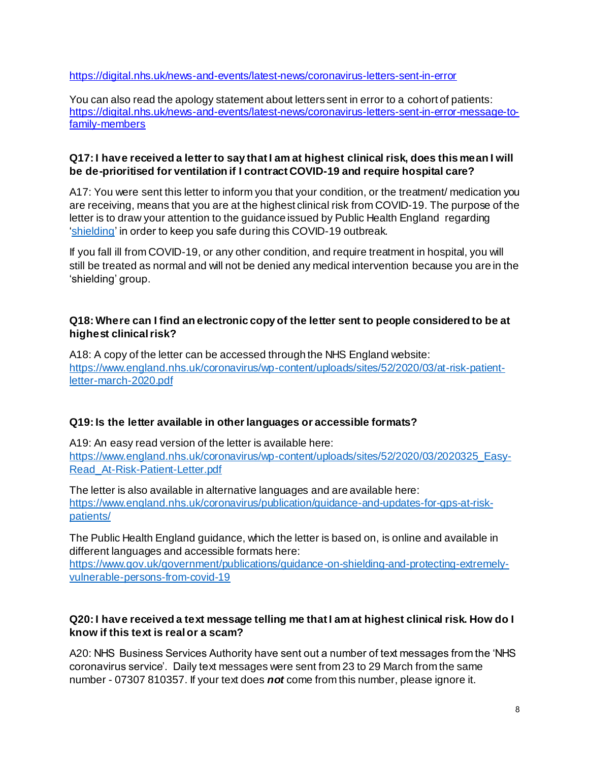https://digital.nhs.uk/news-and-events/latest-news/coronavirus-letters-sent-in-error

You can also read the apology statement about letters sent in error to a cohort of patients: https://digital.nhs.uk/news-and-events/latest-news/coronavirus-letters-sent-in-error-message-to-family-members

**Q17: I have received a letter to say that I am at highest clinical risk, does this mean I will be de-prioritised for ventilation if I contract COVID-19 and require hospital care?**

A17: You were sent this letter to inform you that your condition, or the treatment/ medication you are receiving, means that you are at the highest clinical risk from COVID-19. The purpose of the letter is to draw your attention to the guidance issued by Public Health England regarding '[shielding](https://www.gov.uk/government/publications/guidance-on-shielding-and-protecting-extremely-vulnerable-persons-from-covid-19)' in order to keep you safe during this COVID-19 outbreak.

If you fall ill from COVID-19, or any other condition, and require treatment in hospital, you will still be treated as normal and will not be denied any medical intervention because you are in the 'shielding' group.

**Q18: Where can I find an electronic copy of the letter sent to people considered to be at highest clinical risk?**

A18: A copy of the letter can be accessed through the NHS England website: https://www.england.nhs.uk/coronavirus/wp-content/uploads/sites/52/2020/03/at-risk-patient-letter-march-2020.pdf

**Q19: Is the letter available in other languages or accessible formats?**

A19: An easy read version of the letter is available here: https://www.england.nhs.uk/coronavirus/wp-content/uploads/sites/52/2020/03/20200325_Easy-Read_At-Risk-Patient-Letter.pdf

The letter is also available in alternative languages and are available here: https://www.england.nhs.uk/coronavirus/publication/guidance-and-updates-for-gps-at-risk-patients/

The Public Health England guidance, which the letter is based on, is online and available in different languages and accessible formats here: https://www.gov.uk/government/publications/guidance-on-shielding-and-protecting-extremely-vulnerable-persons-from-covid-19

**Q20: I have received a text message telling me that I am at highest clinical risk. How do I know if this text is real or a scam?**

A20: NHS Business Services Authority have sent out a number of text messages from the 'NHS coronavirus service'. Daily text messages were sent from 23 to 29 March from the same number - 07307 810357. If your text does ***not*** come from this number, please ignore it.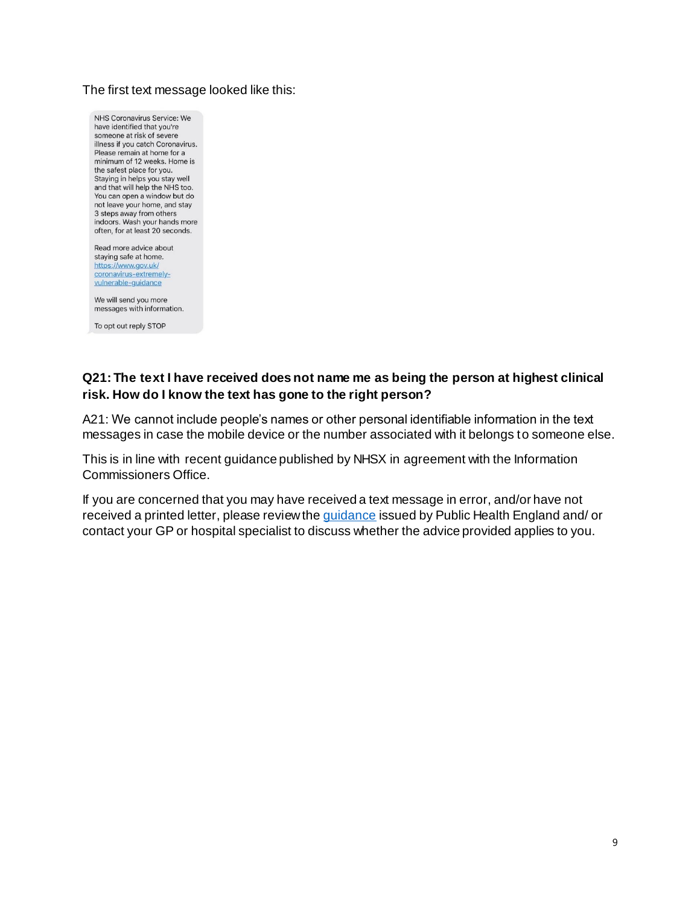The first text message looked like this:

> NHS Coronavirus Service: We have identified that you're someone at risk of severe illness if you catch Coronavirus. Please remain at home for a minimum of 12 weeks. Home is the safest place for you. Staying in helps you stay well and that will help the NHS too. You can open a window but do not leave your home, and stay 3 steps away from others indoors. Wash your hands more often, for at least 20 seconds.
>
> Read more advice about staying safe at home. https://www.gov.uk/coronavirus-extremely-vulnerable-guidance
>
> We will send you more messages with information.
>
> To opt out reply STOP

**Q21: The text I have received does not name me as being the person at highest clinical risk. How do I know the text has gone to the right person?**

A21: We cannot include people's names or other personal identifiable information in the text messages in case the mobile device or the number associated with it belongs to someone else.

This is in line with recent guidance published by NHSX in agreement with the Information Commissioners Office.

If you are concerned that you may have received a text message in error, and/or have not received a printed letter, please review the guidance issued by Public Health England and/ or contact your GP or hospital specialist to discuss whether the advice provided applies to you.